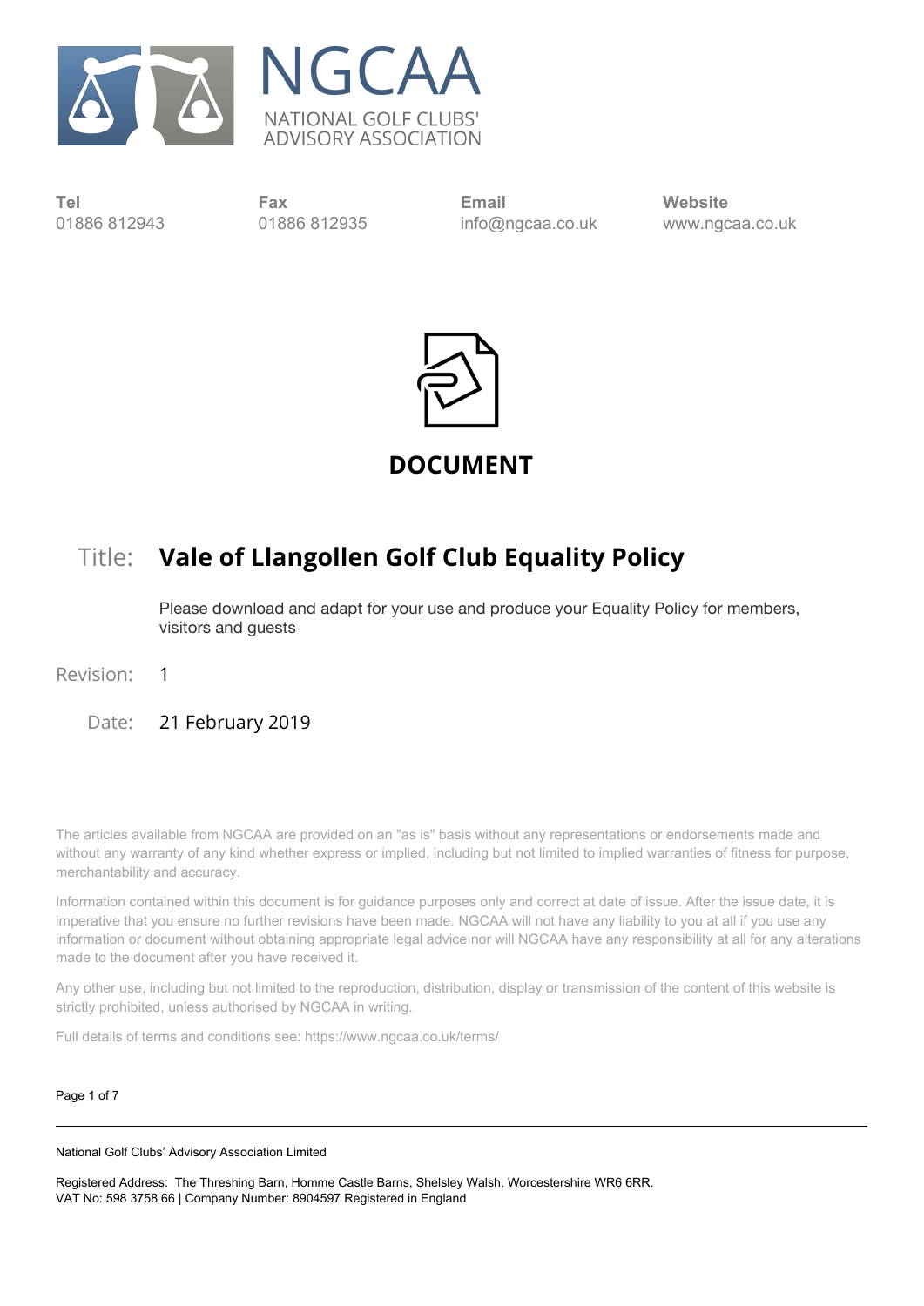# NGCAA

NATIONAL GOLF CLUBS' ADVISORY ASSOCIATION

| Tel | Fax | Email | Website |
|---|---|---|---|
| 01886 812943 | 01886 812935 | info@ngcaa.co.uk | www.ngcaa.co.uk |

**DOCUMENT**

Title: **Vale of Llangollen Golf Club Equality Policy**

Please download and adapt for your use and produce your Equality Policy for members, visitors and guests

Revision: 1

Date: 21 February 2019

The articles available from NGCAA are provided on an "as is" basis without any representations or endorsements made and without any warranty of any kind whether express or implied, including but not limited to implied warranties of fitness for purpose, merchantability and accuracy.

Information contained within this document is for guidance purposes only and correct at date of issue. After the issue date, it is imperative that you ensure no further revisions have been made. NGCAA will not have any liability to you at all if you use any information or document without obtaining appropriate legal advice nor will NGCAA have any responsibility at all for any alterations made to the document after you have received it.

Any other use, including but not limited to the reproduction, distribution, display or transmission of the content of this website is strictly prohibited, unless authorised by NGCAA in writing.

Full details of terms and conditions see: https://www.ngcaa.co.uk/terms/

National Golf Clubs' Advisory Association Limited

Registered Address: The Threshing Barn, Homme Castle Barns, Shelsley Walsh, Worcestershire WR6 6RR.
VAT No: 598 3758 66 | Company Number: 8904597 Registered in England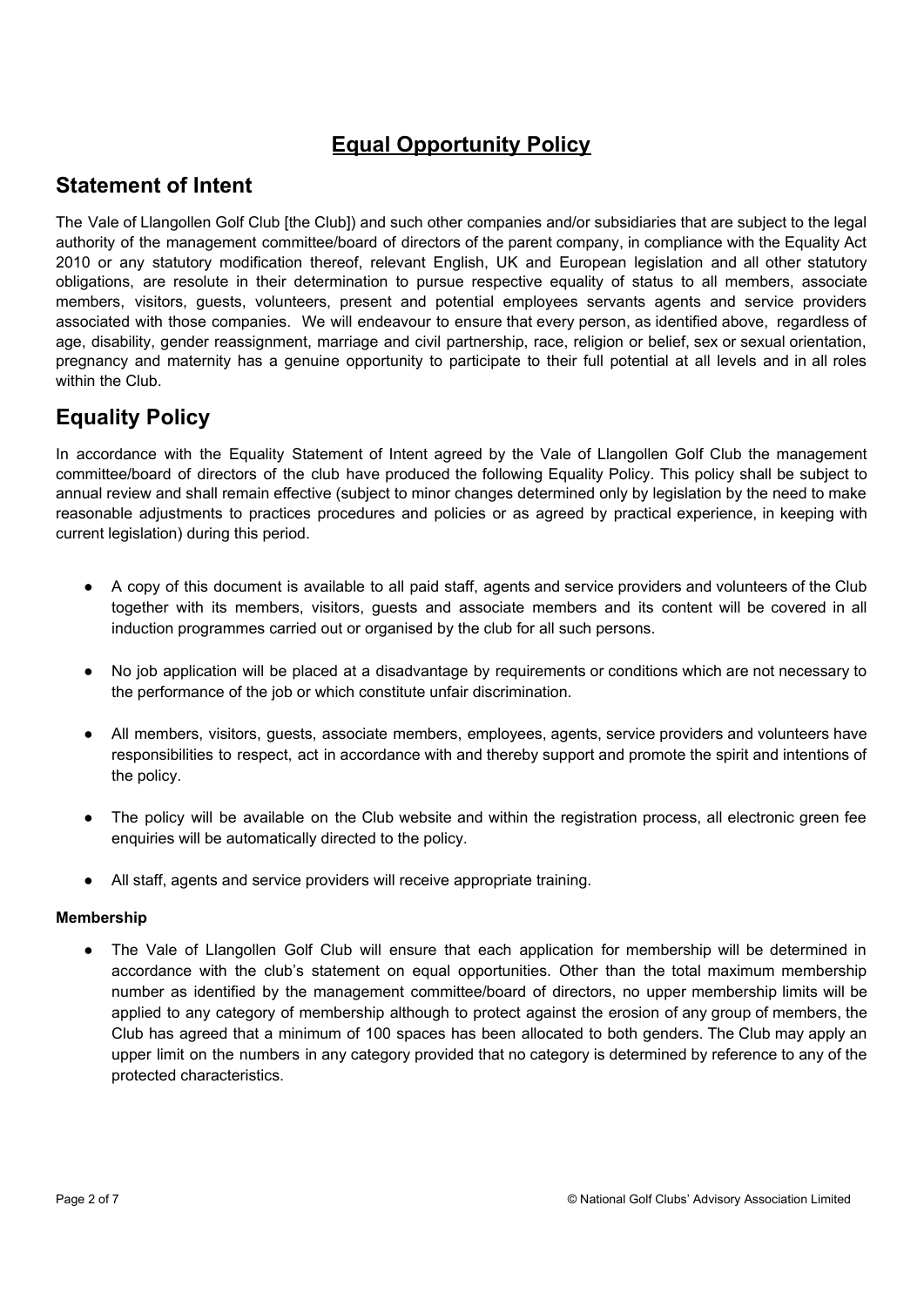# Equal Opportunity Policy

## Statement of Intent

The Vale of Llangollen Golf Club [the Club]) and such other companies and/or subsidiaries that are subject to the legal authority of the management committee/board of directors of the parent company, in compliance with the Equality Act 2010 or any statutory modification thereof, relevant English, UK and European legislation and all other statutory obligations, are resolute in their determination to pursue respective equality of status to all members, associate members, visitors, guests, volunteers, present and potential employees servants agents and service providers associated with those companies. We will endeavour to ensure that every person, as identified above, regardless of age, disability, gender reassignment, marriage and civil partnership, race, religion or belief, sex or sexual orientation, pregnancy and maternity has a genuine opportunity to participate to their full potential at all levels and in all roles within the Club.

## Equality Policy

In accordance with the Equality Statement of Intent agreed by the Vale of Llangollen Golf Club the management committee/board of directors of the club have produced the following Equality Policy. This policy shall be subject to annual review and shall remain effective (subject to minor changes determined only by legislation by the need to make reasonable adjustments to practices procedures and policies or as agreed by practical experience, in keeping with current legislation) during this period.

- A copy of this document is available to all paid staff, agents and service providers and volunteers of the Club together with its members, visitors, guests and associate members and its content will be covered in all induction programmes carried out or organised by the club for all such persons.
- No job application will be placed at a disadvantage by requirements or conditions which are not necessary to the performance of the job or which constitute unfair discrimination.
- All members, visitors, guests, associate members, employees, agents, service providers and volunteers have responsibilities to respect, act in accordance with and thereby support and promote the spirit and intentions of the policy.
- The policy will be available on the Club website and within the registration process, all electronic green fee enquiries will be automatically directed to the policy.
- All staff, agents and service providers will receive appropriate training.

**Membership**

- The Vale of Llangollen Golf Club will ensure that each application for membership will be determined in accordance with the club's statement on equal opportunities. Other than the total maximum membership number as identified by the management committee/board of directors, no upper membership limits will be applied to any category of membership although to protect against the erosion of any group of members, the Club has agreed that a minimum of 100 spaces has been allocated to both genders. The Club may apply an upper limit on the numbers in any category provided that no category is determined by reference to any of the protected characteristics.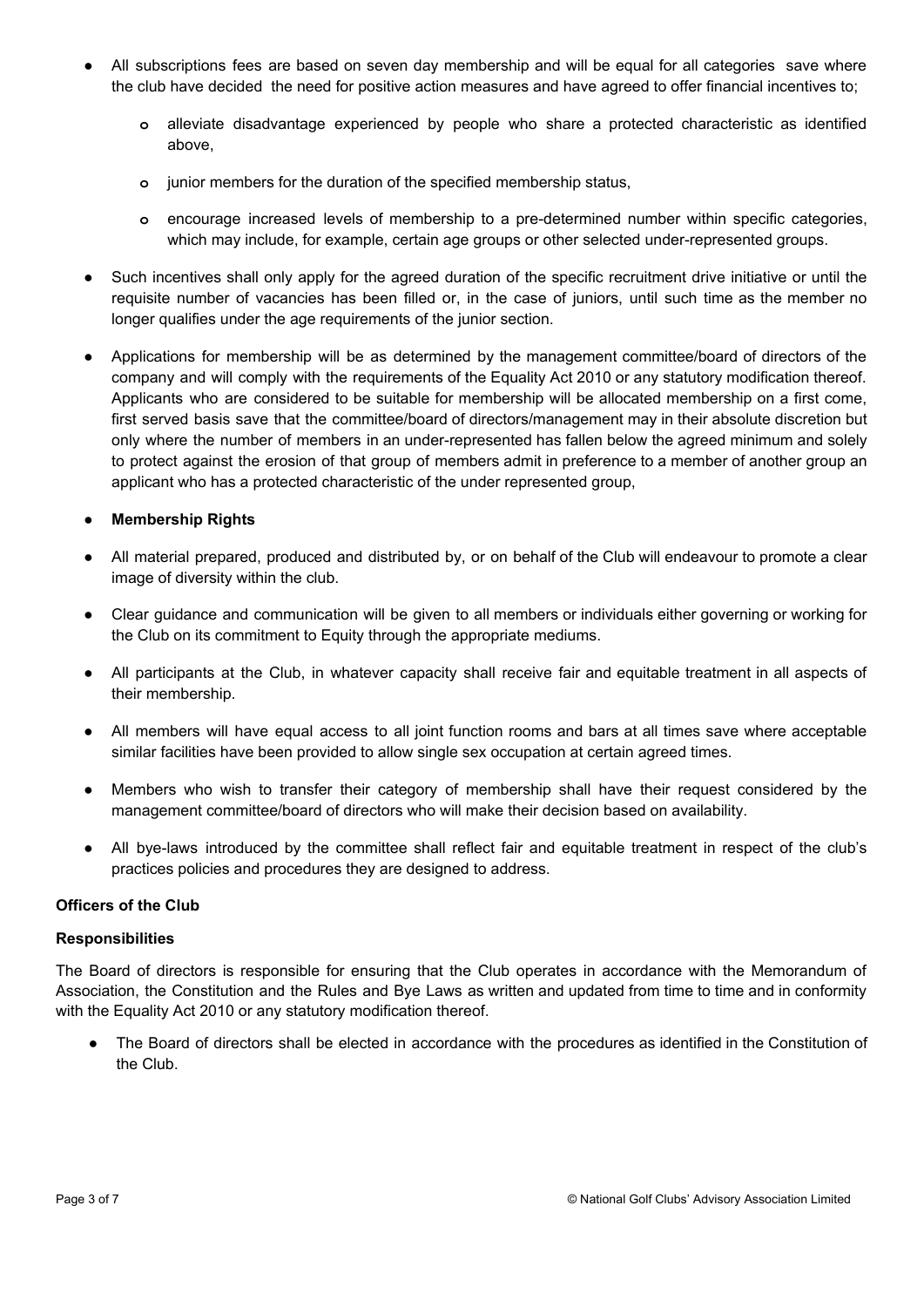- All subscriptions fees are based on seven day membership and will be equal for all categories save where the club have decided the need for positive action measures and have agreed to offer financial incentives to;

    - alleviate disadvantage experienced by people who share a protected characteristic as identified above,

    - junior members for the duration of the specified membership status,

    - encourage increased levels of membership to a pre-determined number within specific categories, which may include, for example, certain age groups or other selected under-represented groups.

- Such incentives shall only apply for the agreed duration of the specific recruitment drive initiative or until the requisite number of vacancies has been filled or, in the case of juniors, until such time as the member no longer qualifies under the age requirements of the junior section.

- Applications for membership will be as determined by the management committee/board of directors of the company and will comply with the requirements of the Equality Act 2010 or any statutory modification thereof. Applicants who are considered to be suitable for membership will be allocated membership on a first come, first served basis save that the committee/board of directors/management may in their absolute discretion but only where the number of members in an under-represented has fallen below the agreed minimum and solely to protect against the erosion of that group of members admit in preference to a member of another group an applicant who has a protected characteristic of the under represented group,

- **Membership Rights**

- All material prepared, produced and distributed by, or on behalf of the Club will endeavour to promote a clear image of diversity within the club.

- Clear guidance and communication will be given to all members or individuals either governing or working for the Club on its commitment to Equity through the appropriate mediums.

- All participants at the Club, in whatever capacity shall receive fair and equitable treatment in all aspects of their membership.

- All members will have equal access to all joint function rooms and bars at all times save where acceptable similar facilities have been provided to allow single sex occupation at certain agreed times.

- Members who wish to transfer their category of membership shall have their request considered by the management committee/board of directors who will make their decision based on availability.

- All bye-laws introduced by the committee shall reflect fair and equitable treatment in respect of the club's practices policies and procedures they are designed to address.

**Officers of the Club**

**Responsibilities**

The Board of directors is responsible for ensuring that the Club operates in accordance with the Memorandum of Association, the Constitution and the Rules and Bye Laws as written and updated from time to time and in conformity with the Equality Act 2010 or any statutory modification thereof.

- The Board of directors shall be elected in accordance with the procedures as identified in the Constitution of the Club.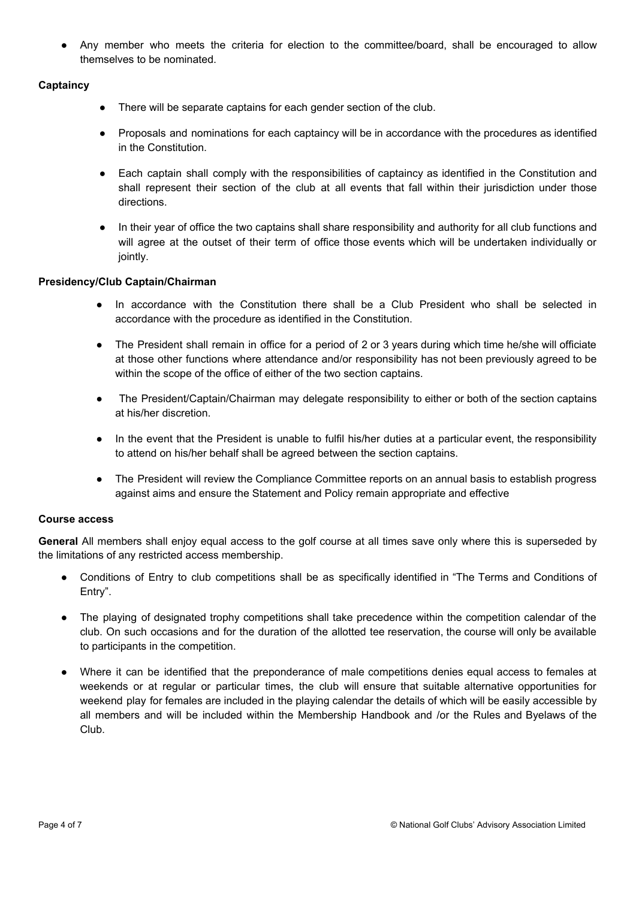- Any member who meets the criteria for election to the committee/board, shall be encouraged to allow themselves to be nominated.

**Captaincy**

- There will be separate captains for each gender section of the club.
- Proposals and nominations for each captaincy will be in accordance with the procedures as identified in the Constitution.
- Each captain shall comply with the responsibilities of captaincy as identified in the Constitution and shall represent their section of the club at all events that fall within their jurisdiction under those directions.
- In their year of office the two captains shall share responsibility and authority for all club functions and will agree at the outset of their term of office those events which will be undertaken individually or jointly.

**Presidency/Club Captain/Chairman**

- In accordance with the Constitution there shall be a Club President who shall be selected in accordance with the procedure as identified in the Constitution.
- The President shall remain in office for a period of 2 or 3 years during which time he/she will officiate at those other functions where attendance and/or responsibility has not been previously agreed to be within the scope of the office of either of the two section captains.
- The President/Captain/Chairman may delegate responsibility to either or both of the section captains at his/her discretion.
- In the event that the President is unable to fulfil his/her duties at a particular event, the responsibility to attend on his/her behalf shall be agreed between the section captains.
- The President will review the Compliance Committee reports on an annual basis to establish progress against aims and ensure the Statement and Policy remain appropriate and effective

**Course access**

**General** All members shall enjoy equal access to the golf course at all times save only where this is superseded by the limitations of any restricted access membership.

- Conditions of Entry to club competitions shall be as specifically identified in "The Terms and Conditions of Entry".
- The playing of designated trophy competitions shall take precedence within the competition calendar of the club. On such occasions and for the duration of the allotted tee reservation, the course will only be available to participants in the competition.
- Where it can be identified that the preponderance of male competitions denies equal access to females at weekends or at regular or particular times, the club will ensure that suitable alternative opportunities for weekend play for females are included in the playing calendar the details of which will be easily accessible by all members and will be included within the Membership Handbook and /or the Rules and Byelaws of the Club.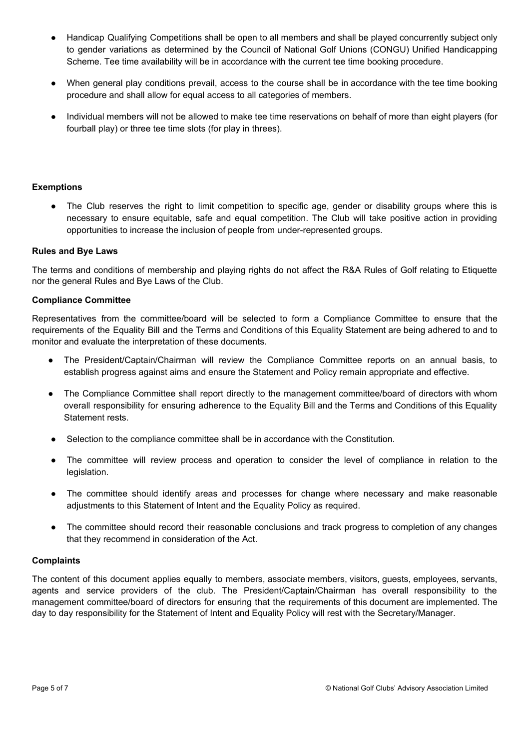- Handicap Qualifying Competitions shall be open to all members and shall be played concurrently subject only to gender variations as determined by the Council of National Golf Unions (CONGU) Unified Handicapping Scheme. Tee time availability will be in accordance with the current tee time booking procedure.
- When general play conditions prevail, access to the course shall be in accordance with the tee time booking procedure and shall allow for equal access to all categories of members.
- Individual members will not be allowed to make tee time reservations on behalf of more than eight players (for fourball play) or three tee time slots (for play in threes).

**Exemptions**

- The Club reserves the right to limit competition to specific age, gender or disability groups where this is necessary to ensure equitable, safe and equal competition. The Club will take positive action in providing opportunities to increase the inclusion of people from under-represented groups.

**Rules and Bye Laws**

The terms and conditions of membership and playing rights do not affect the R&A Rules of Golf relating to Etiquette nor the general Rules and Bye Laws of the Club.

**Compliance Committee**

Representatives from the committee/board will be selected to form a Compliance Committee to ensure that the requirements of the Equality Bill and the Terms and Conditions of this Equality Statement are being adhered to and to monitor and evaluate the interpretation of these documents.

- The President/Captain/Chairman will review the Compliance Committee reports on an annual basis, to establish progress against aims and ensure the Statement and Policy remain appropriate and effective.
- The Compliance Committee shall report directly to the management committee/board of directors with whom overall responsibility for ensuring adherence to the Equality Bill and the Terms and Conditions of this Equality Statement rests.
- Selection to the compliance committee shall be in accordance with the Constitution.
- The committee will review process and operation to consider the level of compliance in relation to the legislation.
- The committee should identify areas and processes for change where necessary and make reasonable adjustments to this Statement of Intent and the Equality Policy as required.
- The committee should record their reasonable conclusions and track progress to completion of any changes that they recommend in consideration of the Act.

**Complaints**

The content of this document applies equally to members, associate members, visitors, guests, employees, servants, agents and service providers of the club. The President/Captain/Chairman has overall responsibility to the management committee/board of directors for ensuring that the requirements of this document are implemented. The day to day responsibility for the Statement of Intent and Equality Policy will rest with the Secretary/Manager.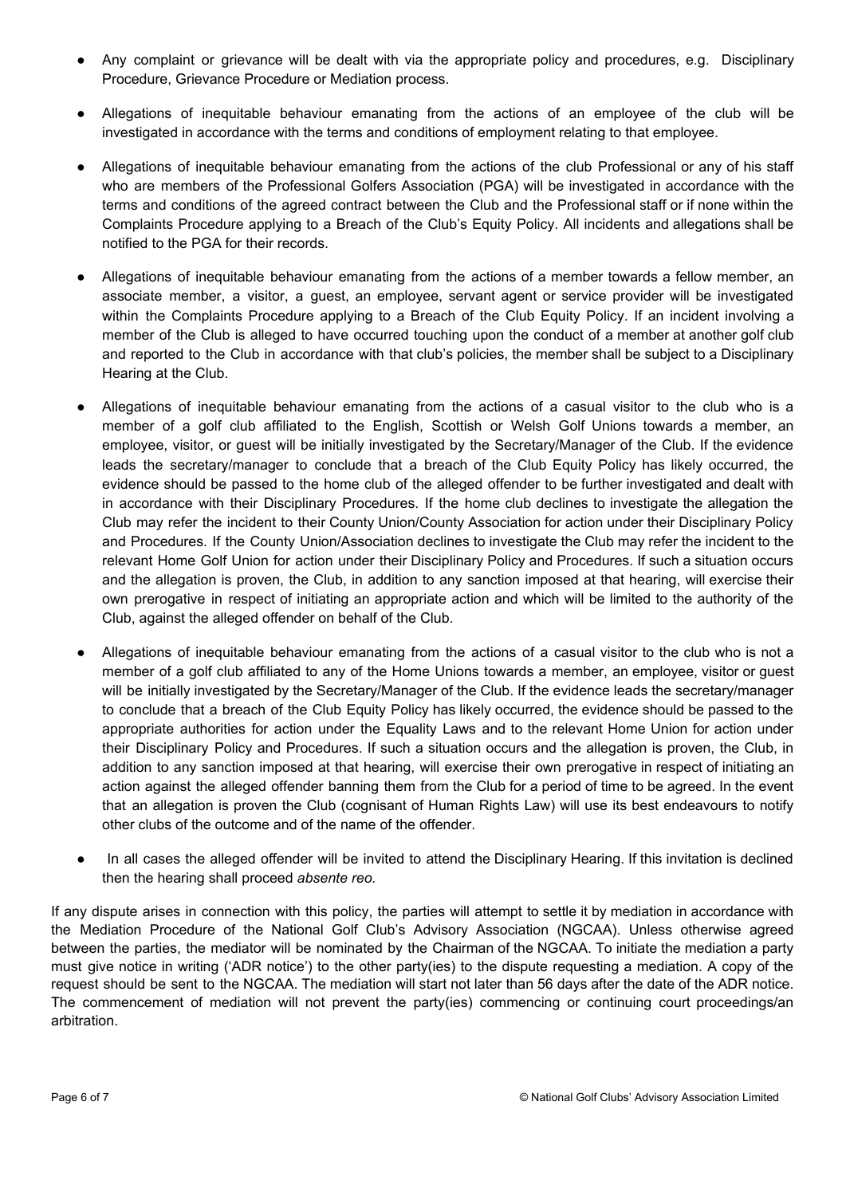- Any complaint or grievance will be dealt with via the appropriate policy and procedures, e.g. Disciplinary Procedure, Grievance Procedure or Mediation process.
- Allegations of inequitable behaviour emanating from the actions of an employee of the club will be investigated in accordance with the terms and conditions of employment relating to that employee.
- Allegations of inequitable behaviour emanating from the actions of the club Professional or any of his staff who are members of the Professional Golfers Association (PGA) will be investigated in accordance with the terms and conditions of the agreed contract between the Club and the Professional staff or if none within the Complaints Procedure applying to a Breach of the Club's Equity Policy. All incidents and allegations shall be notified to the PGA for their records.
- Allegations of inequitable behaviour emanating from the actions of a member towards a fellow member, an associate member, a visitor, a guest, an employee, servant agent or service provider will be investigated within the Complaints Procedure applying to a Breach of the Club Equity Policy. If an incident involving a member of the Club is alleged to have occurred touching upon the conduct of a member at another golf club and reported to the Club in accordance with that club's policies, the member shall be subject to a Disciplinary Hearing at the Club.
- Allegations of inequitable behaviour emanating from the actions of a casual visitor to the club who is a member of a golf club affiliated to the English, Scottish or Welsh Golf Unions towards a member, an employee, visitor, or guest will be initially investigated by the Secretary/Manager of the Club. If the evidence leads the secretary/manager to conclude that a breach of the Club Equity Policy has likely occurred, the evidence should be passed to the home club of the alleged offender to be further investigated and dealt with in accordance with their Disciplinary Procedures. If the home club declines to investigate the allegation the Club may refer the incident to their County Union/County Association for action under their Disciplinary Policy and Procedures. If the County Union/Association declines to investigate the Club may refer the incident to the relevant Home Golf Union for action under their Disciplinary Policy and Procedures. If such a situation occurs and the allegation is proven, the Club, in addition to any sanction imposed at that hearing, will exercise their own prerogative in respect of initiating an appropriate action and which will be limited to the authority of the Club, against the alleged offender on behalf of the Club.
- Allegations of inequitable behaviour emanating from the actions of a casual visitor to the club who is not a member of a golf club affiliated to any of the Home Unions towards a member, an employee, visitor or guest will be initially investigated by the Secretary/Manager of the Club. If the evidence leads the secretary/manager to conclude that a breach of the Club Equity Policy has likely occurred, the evidence should be passed to the appropriate authorities for action under the Equality Laws and to the relevant Home Union for action under their Disciplinary Policy and Procedures. If such a situation occurs and the allegation is proven, the Club, in addition to any sanction imposed at that hearing, will exercise their own prerogative in respect of initiating an action against the alleged offender banning them from the Club for a period of time to be agreed. In the event that an allegation is proven the Club (cognisant of Human Rights Law) will use its best endeavours to notify other clubs of the outcome and of the name of the offender.
- In all cases the alleged offender will be invited to attend the Disciplinary Hearing. If this invitation is declined then the hearing shall proceed *absente reo.*

If any dispute arises in connection with this policy, the parties will attempt to settle it by mediation in accordance with the Mediation Procedure of the National Golf Club's Advisory Association (NGCAA). Unless otherwise agreed between the parties, the mediator will be nominated by the Chairman of the NGCAA. To initiate the mediation a party must give notice in writing ('ADR notice') to the other party(ies) to the dispute requesting a mediation. A copy of the request should be sent to the NGCAA. The mediation will start not later than 56 days after the date of the ADR notice. The commencement of mediation will not prevent the party(ies) commencing or continuing court proceedings/an arbitration.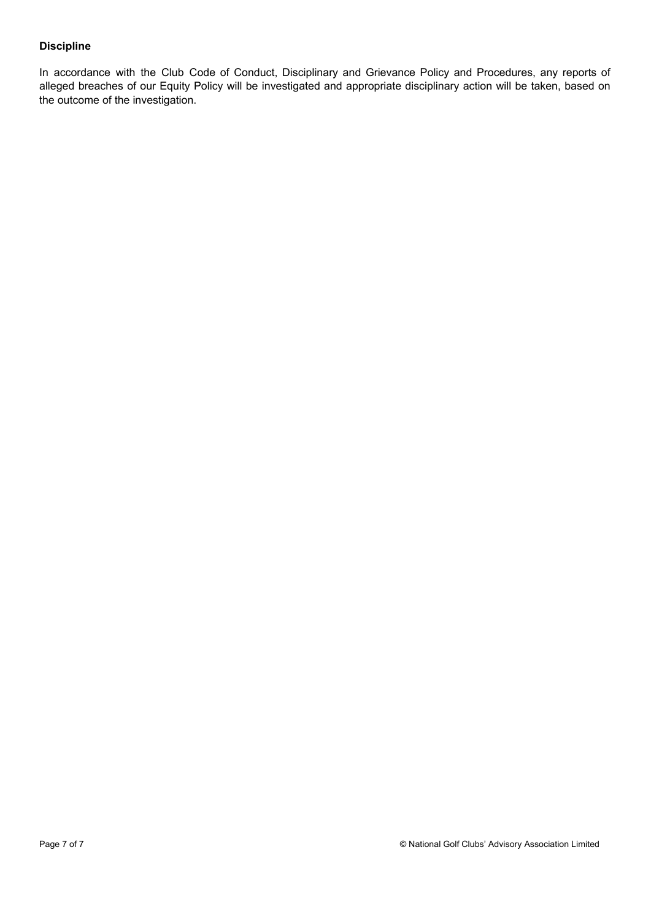**Discipline**

In accordance with the Club Code of Conduct, Disciplinary and Grievance Policy and Procedures, any reports of alleged breaches of our Equity Policy will be investigated and appropriate disciplinary action will be taken, based on the outcome of the investigation.